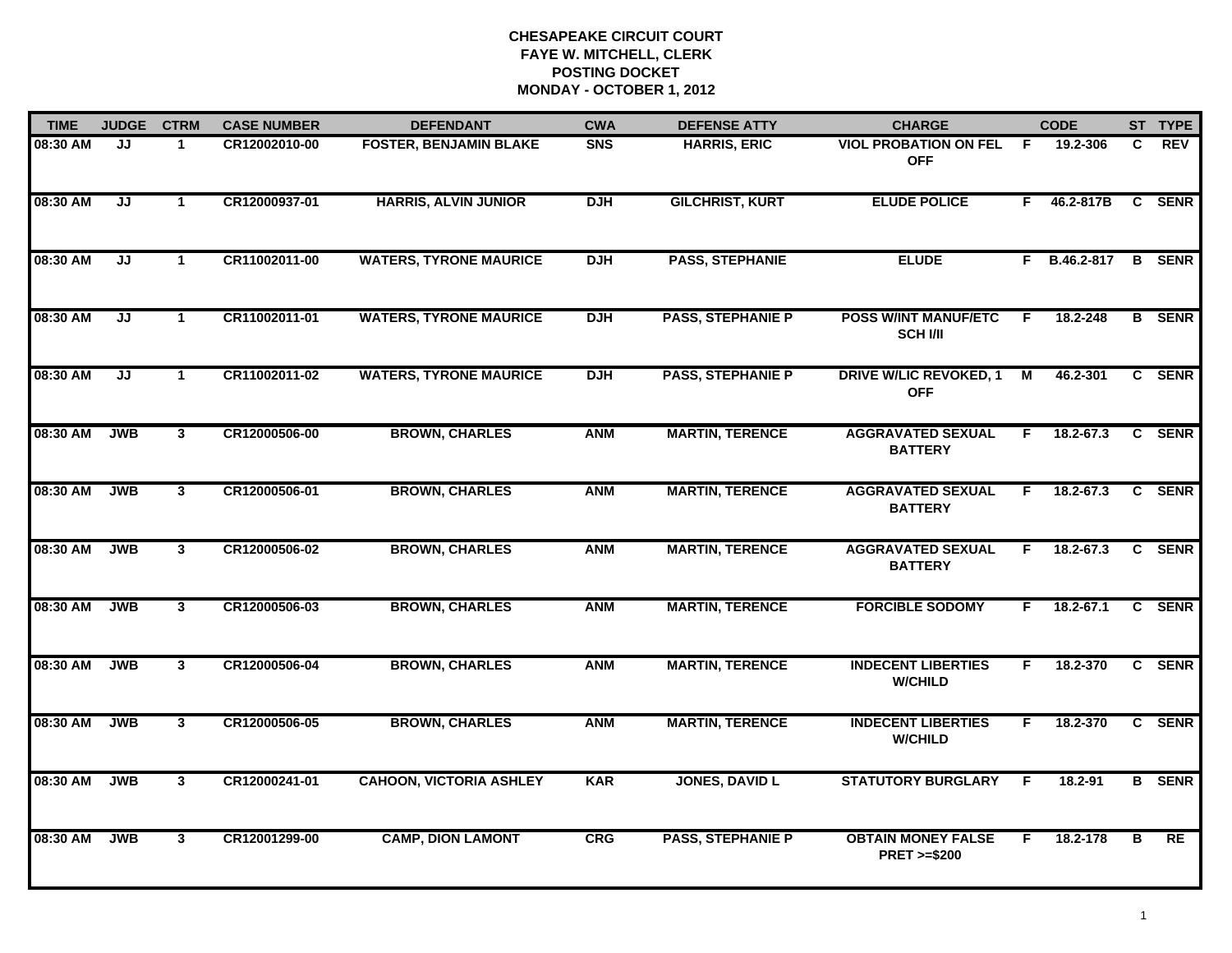# CHESAPEAKE CIRCUIT COURT
## FAYE W. MITCHELL, CLERK
## POSTING DOCKET
## MONDAY - OCTOBER 1, 2012

| TIME | JUDGE | CTRM | CASE NUMBER | DEFENDANT | CWA | DEFENSE ATTY | CHARGE | | CODE | ST | TYPE |
|---|---|---|---|---|---|---|---|---|---|---|---|
| 08:30 AM | JJ | 1 | CR12002010-00 | FOSTER, BENJAMIN BLAKE | SNS | HARRIS, ERIC | VIOL PROBATION ON FEL OFF | F | 19.2-306 | C | REV |
| 08:30 AM | JJ | 1 | CR12000937-01 | HARRIS, ALVIN JUNIOR | DJH | GILCHRIST, KURT | ELUDE POLICE | F | 46.2-817B | C | SENR |
| 08:30 AM | JJ | 1 | CR11002011-00 | WATERS, TYRONE MAURICE | DJH | PASS, STEPHANIE | ELUDE | F | B.46.2-817 | B | SENR |
| 08:30 AM | JJ | 1 | CR11002011-01 | WATERS, TYRONE MAURICE | DJH | PASS, STEPHANIE P | POSS W/INT MANUF/ETC SCH I/II | F | 18.2-248 | B | SENR |
| 08:30 AM | JJ | 1 | CR11002011-02 | WATERS, TYRONE MAURICE | DJH | PASS, STEPHANIE P | DRIVE W/LIC REVOKED, 1 OFF | M | 46.2-301 | C | SENR |
| 08:30 AM | JWB | 3 | CR12000506-00 | BROWN, CHARLES | ANM | MARTIN, TERENCE | AGGRAVATED SEXUAL BATTERY | F | 18.2-67.3 | C | SENR |
| 08:30 AM | JWB | 3 | CR12000506-01 | BROWN, CHARLES | ANM | MARTIN, TERENCE | AGGRAVATED SEXUAL BATTERY | F | 18.2-67.3 | C | SENR |
| 08:30 AM | JWB | 3 | CR12000506-02 | BROWN, CHARLES | ANM | MARTIN, TERENCE | AGGRAVATED SEXUAL BATTERY | F | 18.2-67.3 | C | SENR |
| 08:30 AM | JWB | 3 | CR12000506-03 | BROWN, CHARLES | ANM | MARTIN, TERENCE | FORCIBLE SODOMY | F | 18.2-67.1 | C | SENR |
| 08:30 AM | JWB | 3 | CR12000506-04 | BROWN, CHARLES | ANM | MARTIN, TERENCE | INDECENT LIBERTIES W/CHILD | F | 18.2-370 | C | SENR |
| 08:30 AM | JWB | 3 | CR12000506-05 | BROWN, CHARLES | ANM | MARTIN, TERENCE | INDECENT LIBERTIES W/CHILD | F | 18.2-370 | C | SENR |
| 08:30 AM | JWB | 3 | CR12000241-01 | CAHOON, VICTORIA ASHLEY | KAR | JONES, DAVID L | STATUTORY BURGLARY | F | 18.2-91 | B | SENR |
| 08:30 AM | JWB | 3 | CR12001299-00 | CAMP, DION LAMONT | CRG | PASS, STEPHANIE P | OBTAIN MONEY FALSE PRET >=$200 | F | 18.2-178 | B | RE |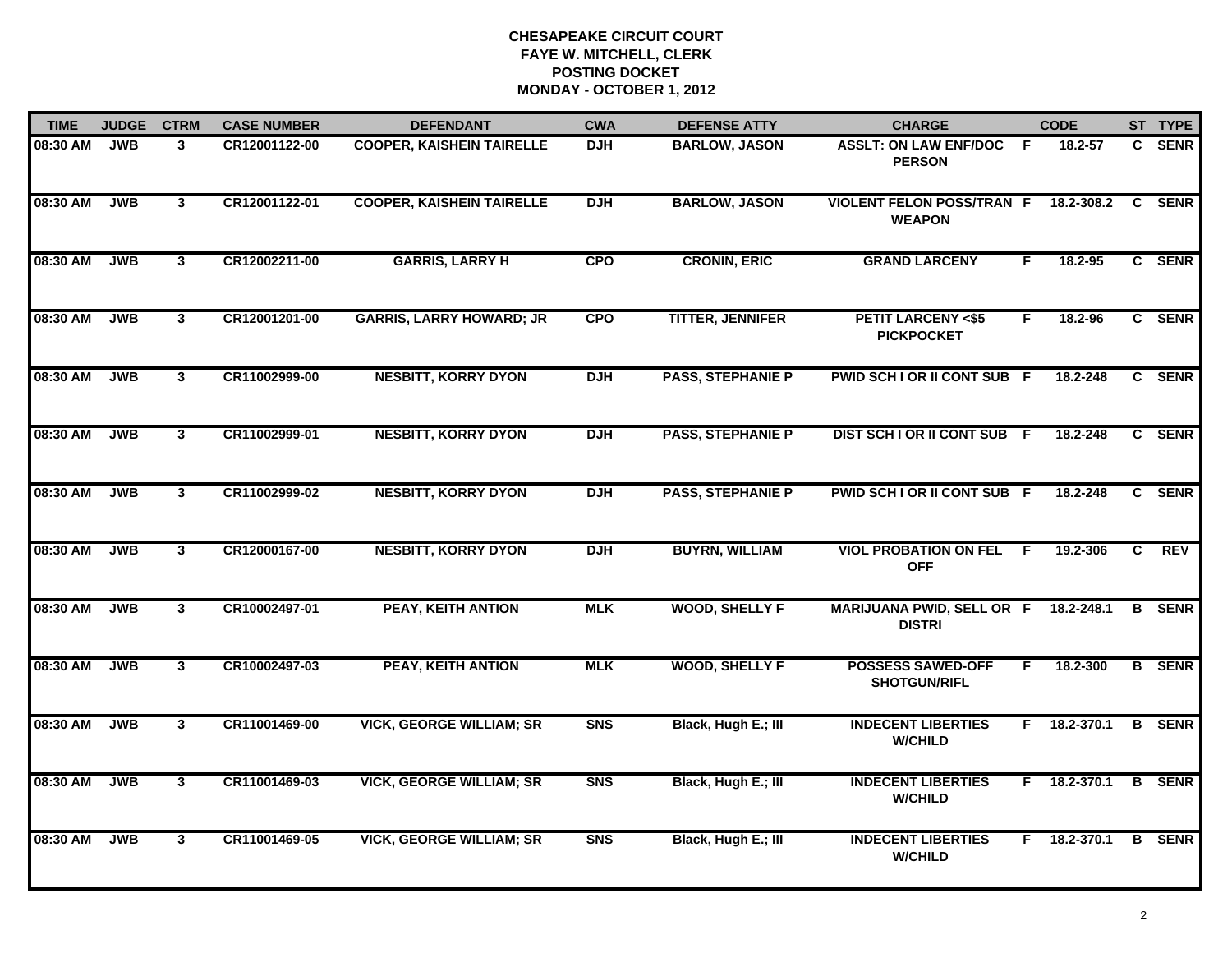# CHESAPEAKE CIRCUIT COURT
## FAYE W. MITCHELL, CLERK
## POSTING DOCKET
## MONDAY - OCTOBER 1, 2012

| TIME | JUDGE | CTRM | CASE NUMBER | DEFENDANT | CWA | DEFENSE ATTY | CHARGE | | CODE | ST | TYPE |
|---|---|---|---|---|---|---|---|---|---|---|---|
| 08:30 AM | JWB | 3 | CR12001122-00 | COOPER, KAISHEIN TAIRELLE | DJH | BARLOW, JASON | ASSLT: ON LAW ENF/DOC PERSON | F | 18.2-57 | C | SENR |
| 08:30 AM | JWB | 3 | CR12001122-01 | COOPER, KAISHEIN TAIRELLE | DJH | BARLOW, JASON | VIOLENT FELON POSS/TRAN WEAPON | F | 18.2-308.2 | C | SENR |
| 08:30 AM | JWB | 3 | CR12002211-00 | GARRIS, LARRY H | CPO | CRONIN, ERIC | GRAND LARCENY | F | 18.2-95 | C | SENR |
| 08:30 AM | JWB | 3 | CR12001201-00 | GARRIS, LARRY HOWARD; JR | CPO | TITTER, JENNIFER | PETIT LARCENY <$5 PICKPOCKET | F | 18.2-96 | C | SENR |
| 08:30 AM | JWB | 3 | CR11002999-00 | NESBITT, KORRY DYON | DJH | PASS, STEPHANIE P | PWID SCH I OR II CONT SUB | F | 18.2-248 | C | SENR |
| 08:30 AM | JWB | 3 | CR11002999-01 | NESBITT, KORRY DYON | DJH | PASS, STEPHANIE P | DIST SCH I OR II CONT SUB | F | 18.2-248 | C | SENR |
| 08:30 AM | JWB | 3 | CR11002999-02 | NESBITT, KORRY DYON | DJH | PASS, STEPHANIE P | PWID SCH I OR II CONT SUB | F | 18.2-248 | C | SENR |
| 08:30 AM | JWB | 3 | CR12000167-00 | NESBITT, KORRY DYON | DJH | BUYRN, WILLIAM | VIOL PROBATION ON FEL OFF | F | 19.2-306 | C | REV |
| 08:30 AM | JWB | 3 | CR10002497-01 | PEAY, KEITH ANTION | MLK | WOOD, SHELLY F | MARIJUANA PWID, SELL OR DISTRI | F | 18.2-248.1 | B | SENR |
| 08:30 AM | JWB | 3 | CR10002497-03 | PEAY, KEITH ANTION | MLK | WOOD, SHELLY F | POSSESS SAWED-OFF SHOTGUN/RIFL | F | 18.2-300 | B | SENR |
| 08:30 AM | JWB | 3 | CR11001469-00 | VICK, GEORGE WILLIAM; SR | SNS | Black, Hugh E.; III | INDECENT LIBERTIES W/CHILD | F | 18.2-370.1 | B | SENR |
| 08:30 AM | JWB | 3 | CR11001469-03 | VICK, GEORGE WILLIAM; SR | SNS | Black, Hugh E.; III | INDECENT LIBERTIES W/CHILD | F | 18.2-370.1 | B | SENR |
| 08:30 AM | JWB | 3 | CR11001469-05 | VICK, GEORGE WILLIAM; SR | SNS | Black, Hugh E.; III | INDECENT LIBERTIES W/CHILD | F | 18.2-370.1 | B | SENR |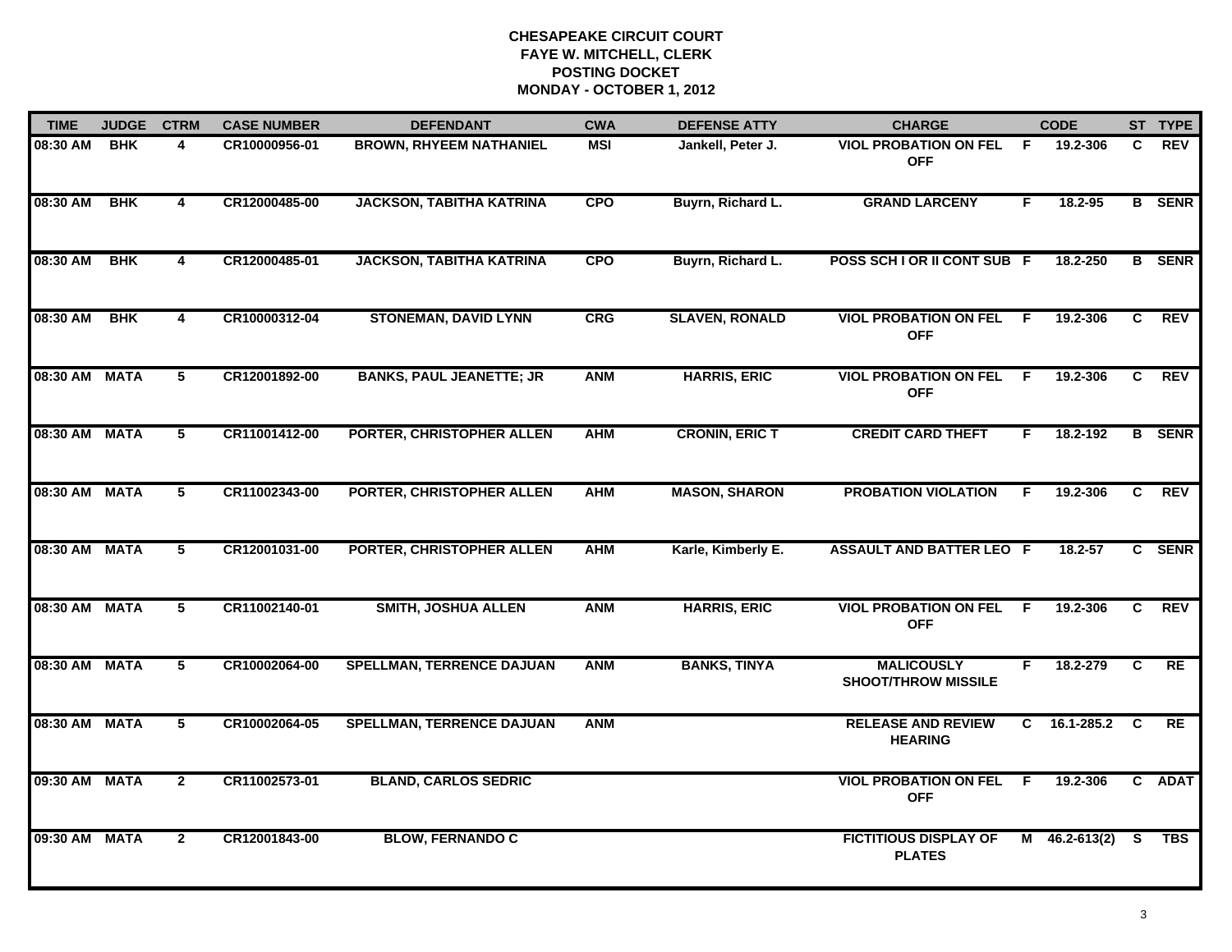# CHESAPEAKE CIRCUIT COURT
## FAYE W. MITCHELL, CLERK
## POSTING DOCKET
## MONDAY - OCTOBER 1, 2012

| TIME | JUDGE | CTRM | CASE NUMBER | DEFENDANT | CWA | DEFENSE ATTY | CHARGE | | CODE | ST | TYPE |
|---|---|---|---|---|---|---|---|---|---|---|---|
| 08:30 AM | BHK | 4 | CR10000956-01 | BROWN, RHYEEM NATHANIEL | MSI | Jankell, Peter J. | VIOL PROBATION ON FEL OFF | F | 19.2-306 | C | REV |
| 08:30 AM | BHK | 4 | CR12000485-00 | JACKSON, TABITHA KATRINA | CPO | Buyrn, Richard L. | GRAND LARCENY | F | 18.2-95 | B | SENR |
| 08:30 AM | BHK | 4 | CR12000485-01 | JACKSON, TABITHA KATRINA | CPO | Buyrn, Richard L. | POSS SCH I OR II CONT SUB | F | 18.2-250 | B | SENR |
| 08:30 AM | BHK | 4 | CR10000312-04 | STONEMAN, DAVID LYNN | CRG | SLAVEN, RONALD | VIOL PROBATION ON FEL OFF | F | 19.2-306 | C | REV |
| 08:30 AM | MATA | 5 | CR12001892-00 | BANKS, PAUL JEANETTE; JR | ANM | HARRIS, ERIC | VIOL PROBATION ON FEL OFF | F | 19.2-306 | C | REV |
| 08:30 AM | MATA | 5 | CR11001412-00 | PORTER, CHRISTOPHER ALLEN | AHM | CRONIN, ERIC T | CREDIT CARD THEFT | F | 18.2-192 | B | SENR |
| 08:30 AM | MATA | 5 | CR11002343-00 | PORTER, CHRISTOPHER ALLEN | AHM | MASON, SHARON | PROBATION VIOLATION | F | 19.2-306 | C | REV |
| 08:30 AM | MATA | 5 | CR12001031-00 | PORTER, CHRISTOPHER ALLEN | AHM | Karle, Kimberly E. | ASSAULT AND BATTER LEO | F | 18.2-57 | C | SENR |
| 08:30 AM | MATA | 5 | CR11002140-01 | SMITH, JOSHUA ALLEN | ANM | HARRIS, ERIC | VIOL PROBATION ON FEL OFF | F | 19.2-306 | C | REV |
| 08:30 AM | MATA | 5 | CR10002064-00 | SPELLMAN, TERRENCE DAJUAN | ANM | BANKS, TINYA | MALICOUSLY SHOOT/THROW MISSILE | F | 18.2-279 | C | RE |
| 08:30 AM | MATA | 5 | CR10002064-05 | SPELLMAN, TERRENCE DAJUAN | ANM | | RELEASE AND REVIEW HEARING | C | 16.1-285.2 | C | RE |
| 09:30 AM | MATA | 2 | CR11002573-01 | BLAND, CARLOS SEDRIC | | | VIOL PROBATION ON FEL OFF | F | 19.2-306 | C | ADAT |
| 09:30 AM | MATA | 2 | CR12001843-00 | BLOW, FERNANDO C | | | FICTITIOUS DISPLAY OF PLATES | M | 46.2-613(2) | S | TBS |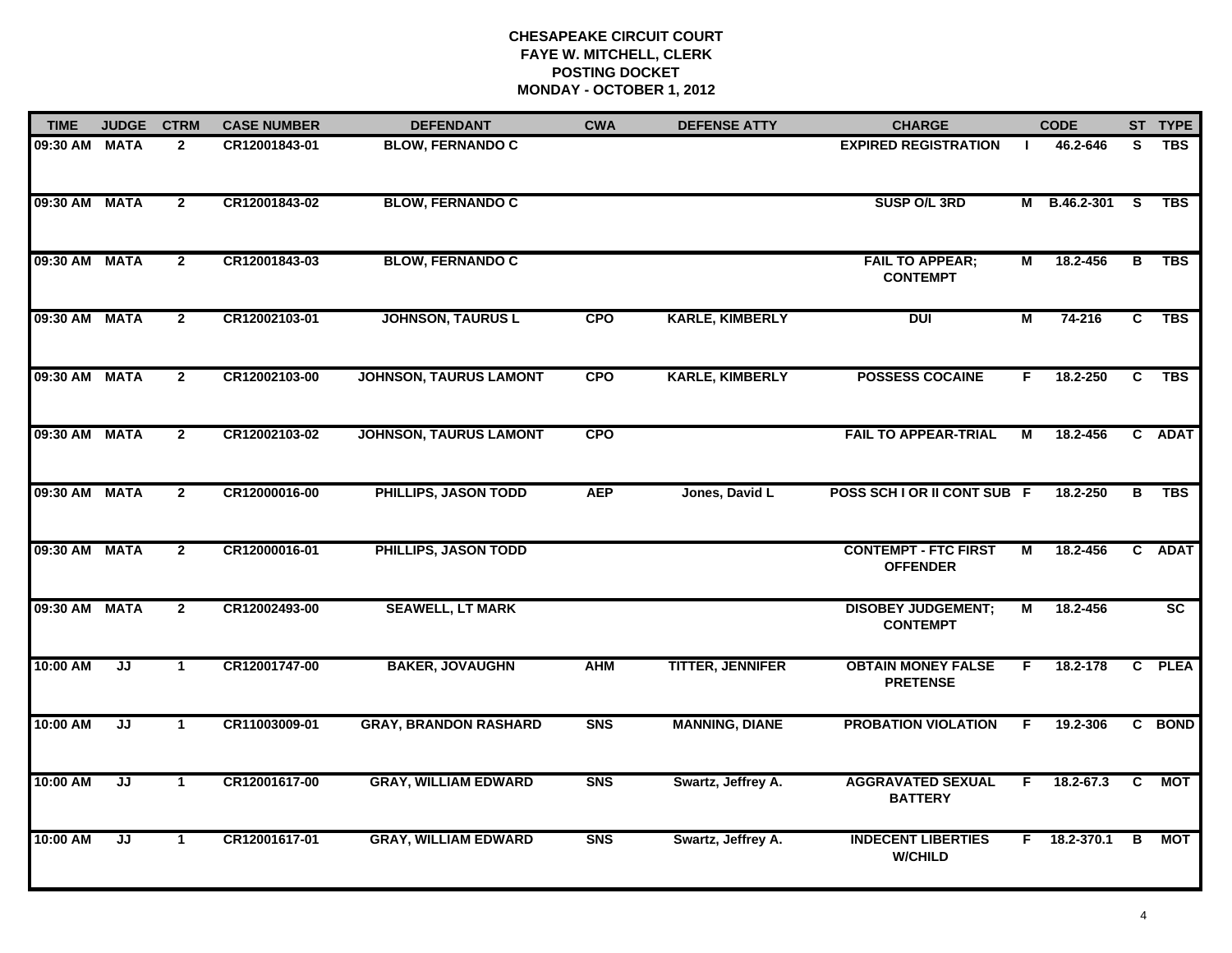**CHESAPEAKE CIRCUIT COURT**
**FAYE W. MITCHELL, CLERK**
**POSTING DOCKET**
**MONDAY - OCTOBER 1, 2012**

| TIME | JUDGE | CTRM | CASE NUMBER | DEFENDANT | CWA | DEFENSE ATTY | CHARGE | | CODE | ST | TYPE |
|---|---|---|---|---|---|---|---|---|---|---|---|
| 09:30 AM | MATA | 2 | CR12001843-01 | BLOW, FERNANDO C | | | EXPIRED REGISTRATION | I | 46.2-646 | S | TBS |
| 09:30 AM | MATA | 2 | CR12001843-02 | BLOW, FERNANDO C | | | SUSP O/L 3RD | M | B.46.2-301 | S | TBS |
| 09:30 AM | MATA | 2 | CR12001843-03 | BLOW, FERNANDO C | | | FAIL TO APPEAR; CONTEMPT | M | 18.2-456 | B | TBS |
| 09:30 AM | MATA | 2 | CR12002103-01 | JOHNSON, TAURUS L | CPO | KARLE, KIMBERLY | DUI | M | 74-216 | C | TBS |
| 09:30 AM | MATA | 2 | CR12002103-00 | JOHNSON, TAURUS LAMONT | CPO | KARLE, KIMBERLY | POSSESS COCAINE | F | 18.2-250 | C | TBS |
| 09:30 AM | MATA | 2 | CR12002103-02 | JOHNSON, TAURUS LAMONT | CPO | | FAIL TO APPEAR-TRIAL | M | 18.2-456 | C | ADAT |
| 09:30 AM | MATA | 2 | CR12000016-00 | PHILLIPS, JASON TODD | AEP | Jones, David L | POSS SCH I OR II CONT SUB | F | 18.2-250 | B | TBS |
| 09:30 AM | MATA | 2 | CR12000016-01 | PHILLIPS, JASON TODD | | | CONTEMPT - FTC FIRST OFFENDER | M | 18.2-456 | C | ADAT |
| 09:30 AM | MATA | 2 | CR12002493-00 | SEAWELL, LT MARK | | | DISOBEY JUDGEMENT; CONTEMPT | M | 18.2-456 | | SC |
| 10:00 AM | JJ | 1 | CR12001747-00 | BAKER, JOVAUGHN | AHM | TITTER, JENNIFER | OBTAIN MONEY FALSE PRETENSE | F | 18.2-178 | C | PLEA |
| 10:00 AM | JJ | 1 | CR11003009-01 | GRAY, BRANDON RASHARD | SNS | MANNING, DIANE | PROBATION VIOLATION | F | 19.2-306 | C | BOND |
| 10:00 AM | JJ | 1 | CR12001617-00 | GRAY, WILLIAM EDWARD | SNS | Swartz, Jeffrey A. | AGGRAVATED SEXUAL BATTERY | F | 18.2-67.3 | C | MOT |
| 10:00 AM | JJ | 1 | CR12001617-01 | GRAY, WILLIAM EDWARD | SNS | Swartz, Jeffrey A. | INDECENT LIBERTIES W/CHILD | F | 18.2-370.1 | B | MOT |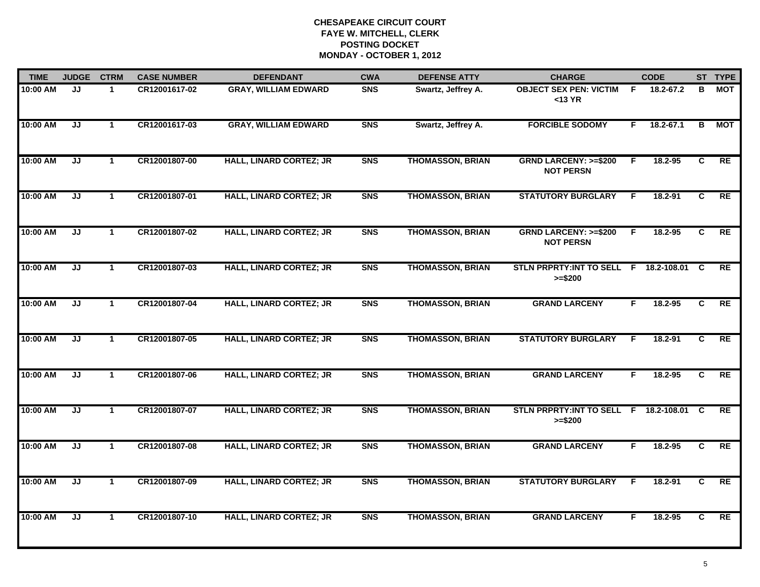# CHESAPEAKE CIRCUIT COURT
## FAYE W. MITCHELL, CLERK
## POSTING DOCKET
## MONDAY - OCTOBER 1, 2012

| TIME | JUDGE | CTRM | CASE NUMBER | DEFENDANT | CWA | DEFENSE ATTY | CHARGE | | CODE | ST | TYPE |
|---|---|---|---|---|---|---|---|---|---|---|---|
| 10:00 AM | JJ | 1 | CR12001617-02 | GRAY, WILLIAM EDWARD | SNS | Swartz, Jeffrey A. | OBJECT SEX PEN: VICTIM <13 YR | F | 18.2-67.2 | B | MOT |
| 10:00 AM | JJ | 1 | CR12001617-03 | GRAY, WILLIAM EDWARD | SNS | Swartz, Jeffrey A. | FORCIBLE SODOMY | F | 18.2-67.1 | B | MOT |
| 10:00 AM | JJ | 1 | CR12001807-00 | HALL, LINARD CORTEZ; JR | SNS | THOMASSON, BRIAN | GRND LARCENY: >=$200 NOT PERSN | F | 18.2-95 | C | RE |
| 10:00 AM | JJ | 1 | CR12001807-01 | HALL, LINARD CORTEZ; JR | SNS | THOMASSON, BRIAN | STATUTORY BURGLARY | F | 18.2-91 | C | RE |
| 10:00 AM | JJ | 1 | CR12001807-02 | HALL, LINARD CORTEZ; JR | SNS | THOMASSON, BRIAN | GRND LARCENY: >=$200 NOT PERSN | F | 18.2-95 | C | RE |
| 10:00 AM | JJ | 1 | CR12001807-03 | HALL, LINARD CORTEZ; JR | SNS | THOMASSON, BRIAN | STLN PRPRTY:INT TO SELL >=$200 | F | 18.2-108.01 | C | RE |
| 10:00 AM | JJ | 1 | CR12001807-04 | HALL, LINARD CORTEZ; JR | SNS | THOMASSON, BRIAN | GRAND LARCENY | F | 18.2-95 | C | RE |
| 10:00 AM | JJ | 1 | CR12001807-05 | HALL, LINARD CORTEZ; JR | SNS | THOMASSON, BRIAN | STATUTORY BURGLARY | F | 18.2-91 | C | RE |
| 10:00 AM | JJ | 1 | CR12001807-06 | HALL, LINARD CORTEZ; JR | SNS | THOMASSON, BRIAN | GRAND LARCENY | F | 18.2-95 | C | RE |
| 10:00 AM | JJ | 1 | CR12001807-07 | HALL, LINARD CORTEZ; JR | SNS | THOMASSON, BRIAN | STLN PRPRTY:INT TO SELL >=$200 | F | 18.2-108.01 | C | RE |
| 10:00 AM | JJ | 1 | CR12001807-08 | HALL, LINARD CORTEZ; JR | SNS | THOMASSON, BRIAN | GRAND LARCENY | F | 18.2-95 | C | RE |
| 10:00 AM | JJ | 1 | CR12001807-09 | HALL, LINARD CORTEZ; JR | SNS | THOMASSON, BRIAN | STATUTORY BURGLARY | F | 18.2-91 | C | RE |
| 10:00 AM | JJ | 1 | CR12001807-10 | HALL, LINARD CORTEZ; JR | SNS | THOMASSON, BRIAN | GRAND LARCENY | F | 18.2-95 | C | RE |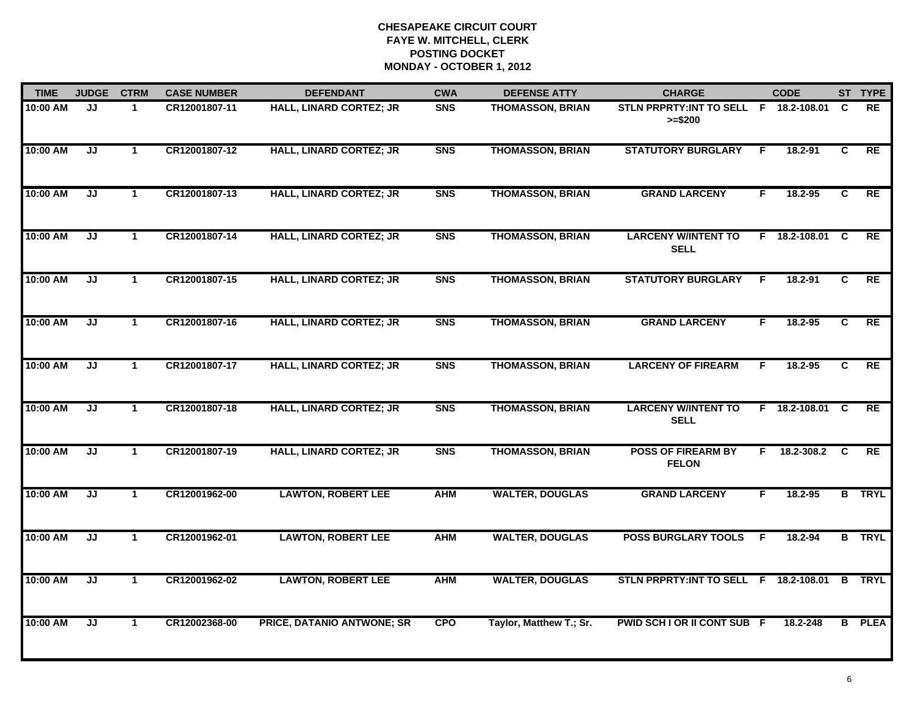**CHESAPEAKE CIRCUIT COURT**
**FAYE W. MITCHELL, CLERK**
**POSTING DOCKET**
**MONDAY - OCTOBER 1, 2012**

| TIME | JUDGE | CTRM | CASE NUMBER | DEFENDANT | CWA | DEFENSE ATTY | CHARGE | | CODE | ST | TYPE |
|---|---|---|---|---|---|---|---|---|---|---|---|
| 10:00 AM | JJ | 1 | CR12001807-11 | HALL, LINARD CORTEZ; JR | SNS | THOMASSON, BRIAN | STLN PRPRTY:INT TO SELL >=$200 | F | 18.2-108.01 | C | RE |
| 10:00 AM | JJ | 1 | CR12001807-12 | HALL, LINARD CORTEZ; JR | SNS | THOMASSON, BRIAN | STATUTORY BURGLARY | F | 18.2-91 | C | RE |
| 10:00 AM | JJ | 1 | CR12001807-13 | HALL, LINARD CORTEZ; JR | SNS | THOMASSON, BRIAN | GRAND LARCENY | F | 18.2-95 | C | RE |
| 10:00 AM | JJ | 1 | CR12001807-14 | HALL, LINARD CORTEZ; JR | SNS | THOMASSON, BRIAN | LARCENY W/INTENT TO SELL | F | 18.2-108.01 | C | RE |
| 10:00 AM | JJ | 1 | CR12001807-15 | HALL, LINARD CORTEZ; JR | SNS | THOMASSON, BRIAN | STATUTORY BURGLARY | F | 18.2-91 | C | RE |
| 10:00 AM | JJ | 1 | CR12001807-16 | HALL, LINARD CORTEZ; JR | SNS | THOMASSON, BRIAN | GRAND LARCENY | F | 18.2-95 | C | RE |
| 10:00 AM | JJ | 1 | CR12001807-17 | HALL, LINARD CORTEZ; JR | SNS | THOMASSON, BRIAN | LARCENY OF FIREARM | F | 18.2-95 | C | RE |
| 10:00 AM | JJ | 1 | CR12001807-18 | HALL, LINARD CORTEZ; JR | SNS | THOMASSON, BRIAN | LARCENY W/INTENT TO SELL | F | 18.2-108.01 | C | RE |
| 10:00 AM | JJ | 1 | CR12001807-19 | HALL, LINARD CORTEZ; JR | SNS | THOMASSON, BRIAN | POSS OF FIREARM BY FELON | F | 18.2-308.2 | C | RE |
| 10:00 AM | JJ | 1 | CR12001962-00 | LAWTON, ROBERT LEE | AHM | WALTER, DOUGLAS | GRAND LARCENY | F | 18.2-95 | B | TRYL |
| 10:00 AM | JJ | 1 | CR12001962-01 | LAWTON, ROBERT LEE | AHM | WALTER, DOUGLAS | POSS BURGLARY TOOLS | F | 18.2-94 | B | TRYL |
| 10:00 AM | JJ | 1 | CR12001962-02 | LAWTON, ROBERT LEE | AHM | WALTER, DOUGLAS | STLN PRPRTY:INT TO SELL | F | 18.2-108.01 | B | TRYL |
| 10:00 AM | JJ | 1 | CR12002368-00 | PRICE, DATANIO ANTWONE; SR | CPO | Taylor, Matthew T.; Sr. | PWID SCH I OR II CONT SUB | F | 18.2-248 | B | PLEA |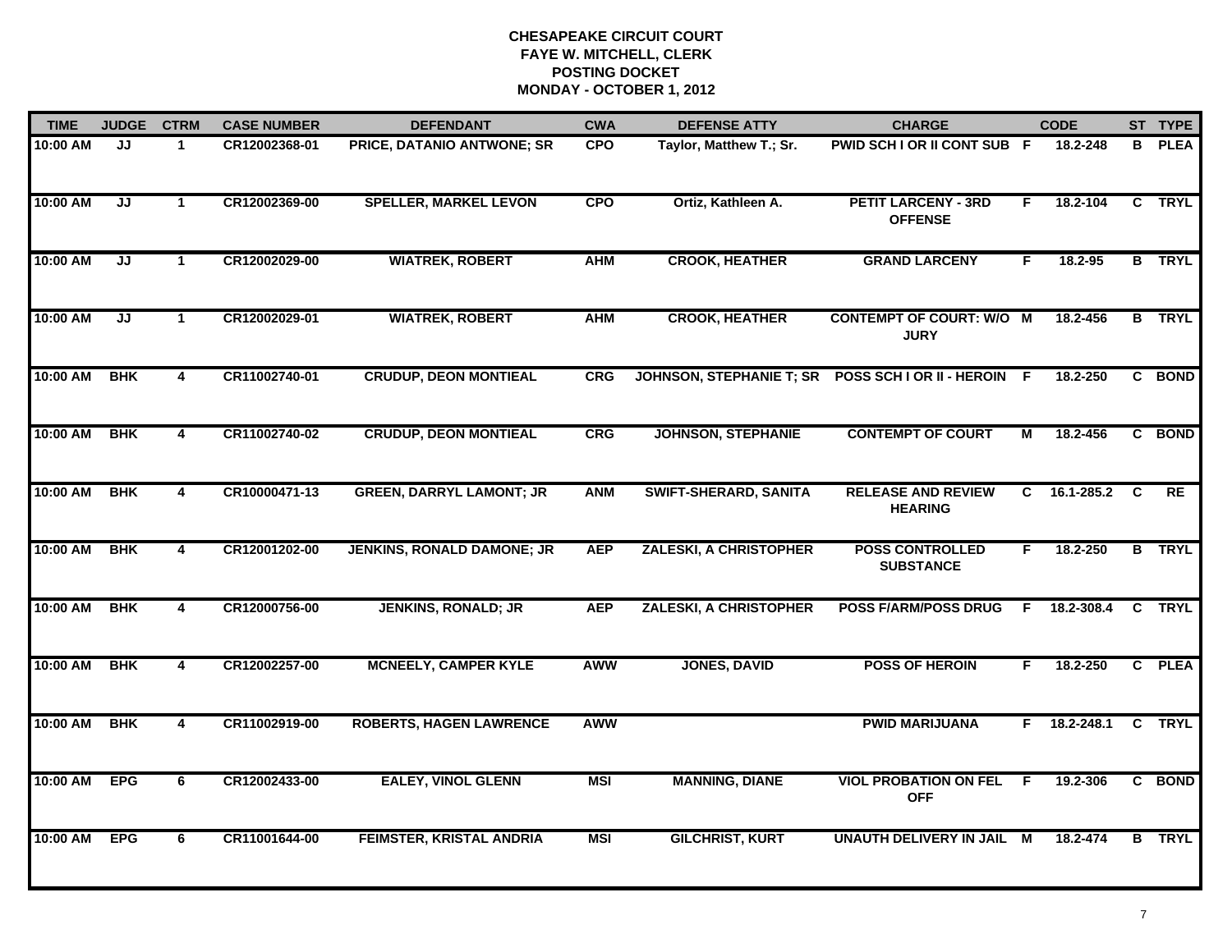# CHESAPEAKE CIRCUIT COURT
## FAYE W. MITCHELL, CLERK
## POSTING DOCKET
## MONDAY - OCTOBER 1, 2012

| TIME | JUDGE | CTRM | CASE NUMBER | DEFENDANT | CWA | DEFENSE ATTY | CHARGE | | CODE | ST | TYPE |
|---|---|---|---|---|---|---|---|---|---|---|---|
| 10:00 AM | JJ | 1 | CR12002368-01 | PRICE, DATANIO ANTWONE; SR | CPO | Taylor, Matthew T.; Sr. | PWID SCH I OR II CONT SUB | F | 18.2-248 | B | PLEA |
| 10:00 AM | JJ | 1 | CR12002369-00 | SPELLER, MARKEL LEVON | CPO | Ortiz, Kathleen A. | PETIT LARCENY - 3RD OFFENSE | F | 18.2-104 | C | TRYL |
| 10:00 AM | JJ | 1 | CR12002029-00 | WIATREK, ROBERT | AHM | CROOK, HEATHER | GRAND LARCENY | F | 18.2-95 | B | TRYL |
| 10:00 AM | JJ | 1 | CR12002029-01 | WIATREK, ROBERT | AHM | CROOK, HEATHER | CONTEMPT OF COURT: W/O JURY | M | 18.2-456 | B | TRYL |
| 10:00 AM | BHK | 4 | CR11002740-01 | CRUDUP, DEON MONTIEAL | CRG | JOHNSON, STEPHANIE T; SR | POSS SCH I OR II - HEROIN | F | 18.2-250 | C | BOND |
| 10:00 AM | BHK | 4 | CR11002740-02 | CRUDUP, DEON MONTIEAL | CRG | JOHNSON, STEPHANIE | CONTEMPT OF COURT | M | 18.2-456 | C | BOND |
| 10:00 AM | BHK | 4 | CR10000471-13 | GREEN, DARRYL LAMONT; JR | ANM | SWIFT-SHERARD, SANITA | RELEASE AND REVIEW HEARING | C | 16.1-285.2 | C | RE |
| 10:00 AM | BHK | 4 | CR12001202-00 | JENKINS, RONALD DAMONE; JR | AEP | ZALESKI, A CHRISTOPHER | POSS CONTROLLED SUBSTANCE | F | 18.2-250 | B | TRYL |
| 10:00 AM | BHK | 4 | CR12000756-00 | JENKINS, RONALD; JR | AEP | ZALESKI, A CHRISTOPHER | POSS F/ARM/POSS DRUG | F | 18.2-308.4 | C | TRYL |
| 10:00 AM | BHK | 4 | CR12002257-00 | MCNEELY, CAMPER KYLE | AWW | JONES, DAVID | POSS OF HEROIN | F | 18.2-250 | C | PLEA |
| 10:00 AM | BHK | 4 | CR11002919-00 | ROBERTS, HAGEN LAWRENCE | AWW | | PWID MARIJUANA | F | 18.2-248.1 | C | TRYL |
| 10:00 AM | EPG | 6 | CR12002433-00 | EALEY, VINOL GLENN | MSI | MANNING, DIANE | VIOL PROBATION ON FEL OFF | F | 19.2-306 | C | BOND |
| 10:00 AM | EPG | 6 | CR11001644-00 | FEIMSTER, KRISTAL ANDRIA | MSI | GILCHRIST, KURT | UNAUTH DELIVERY IN JAIL | M | 18.2-474 | B | TRYL |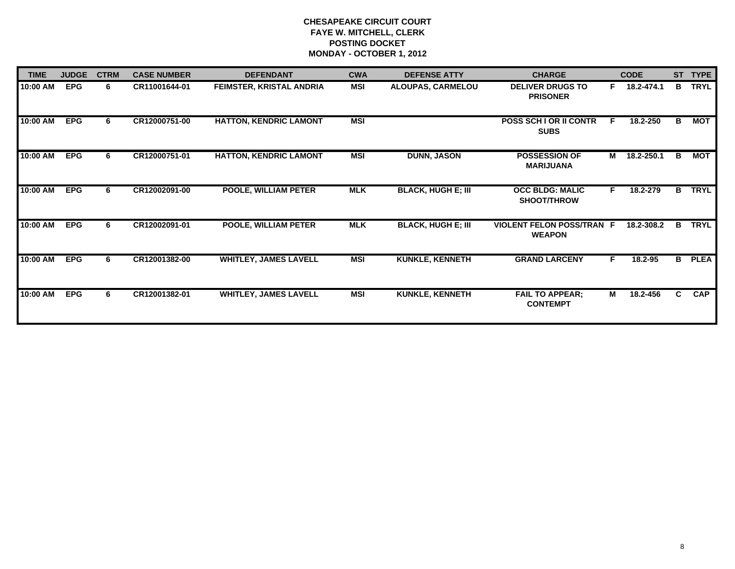# CHESAPEAKE CIRCUIT COURT
## FAYE W. MITCHELL, CLERK
## POSTING DOCKET
## MONDAY - OCTOBER 1, 2012

| TIME | JUDGE | CTRM | CASE NUMBER | DEFENDANT | CWA | DEFENSE ATTY | CHARGE | | CODE | ST | TYPE |
|---|---|---|---|---|---|---|---|---|---|---|---|
| 10:00 AM | EPG | 6 | CR11001644-01 | FEIMSTER, KRISTAL ANDRIA | MSI | ALOUPAS, CARMELOU | DELIVER DRUGS TO PRISONER | F | 18.2-474.1 | B | TRYL |
| 10:00 AM | EPG | 6 | CR12000751-00 | HATTON, KENDRIC LAMONT | MSI | | POSS SCH I OR II CONTR SUBS | F | 18.2-250 | B | MOT |
| 10:00 AM | EPG | 6 | CR12000751-01 | HATTON, KENDRIC LAMONT | MSI | DUNN, JASON | POSSESSION OF MARIJUANA | M | 18.2-250.1 | B | MOT |
| 10:00 AM | EPG | 6 | CR12002091-00 | POOLE, WILLIAM PETER | MLK | BLACK, HUGH E; III | OCC BLDG: MALIC SHOOT/THROW | F | 18.2-279 | B | TRYL |
| 10:00 AM | EPG | 6 | CR12002091-01 | POOLE, WILLIAM PETER | MLK | BLACK, HUGH E; III | VIOLENT FELON POSS/TRAN WEAPON | F | 18.2-308.2 | B | TRYL |
| 10:00 AM | EPG | 6 | CR12001382-00 | WHITLEY, JAMES LAVELL | MSI | KUNKLE, KENNETH | GRAND LARCENY | F | 18.2-95 | B | PLEA |
| 10:00 AM | EPG | 6 | CR12001382-01 | WHITLEY, JAMES LAVELL | MSI | KUNKLE, KENNETH | FAIL TO APPEAR; CONTEMPT | M | 18.2-456 | C | CAP |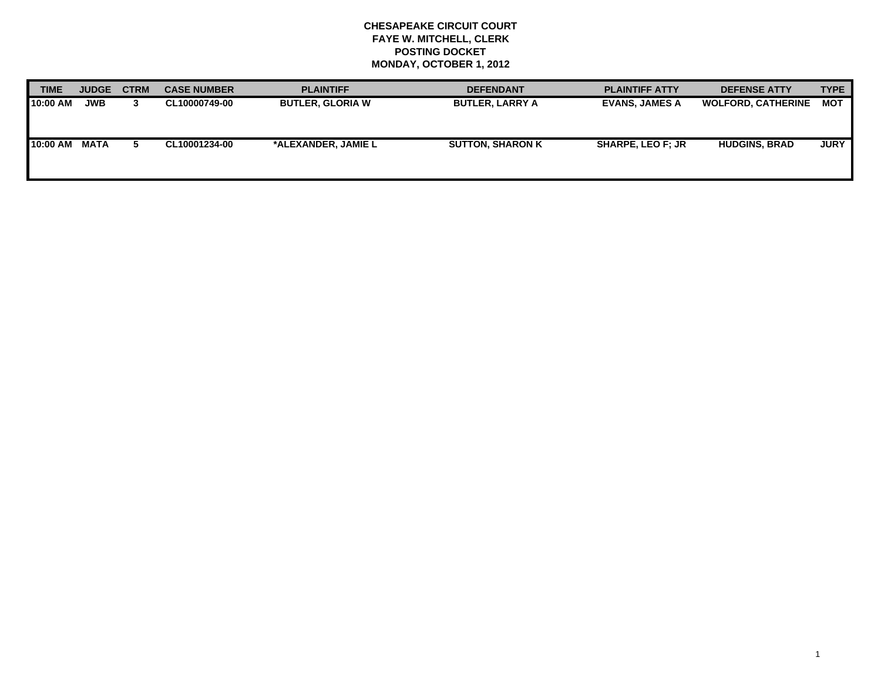**CHESAPEAKE CIRCUIT COURT**
**FAYE W. MITCHELL, CLERK**
**POSTING DOCKET**
**MONDAY, OCTOBER 1, 2012**

| TIME | JUDGE | CTRM | CASE NUMBER | PLAINTIFF | DEFENDANT | PLAINTIFF ATTY | DEFENSE ATTY | TYPE |
|---|---|---|---|---|---|---|---|---|
| 10:00 AM | JWB | 3 | CL10000749-00 | BUTLER, GLORIA W | BUTLER, LARRY A | EVANS, JAMES A | WOLFORD, CATHERINE | MOT |
| 10:00 AM | MATA | 5 | CL10001234-00 | *ALEXANDER, JAMIE L | SUTTON, SHARON K | SHARPE, LEO F; JR | HUDGINS, BRAD | JURY |